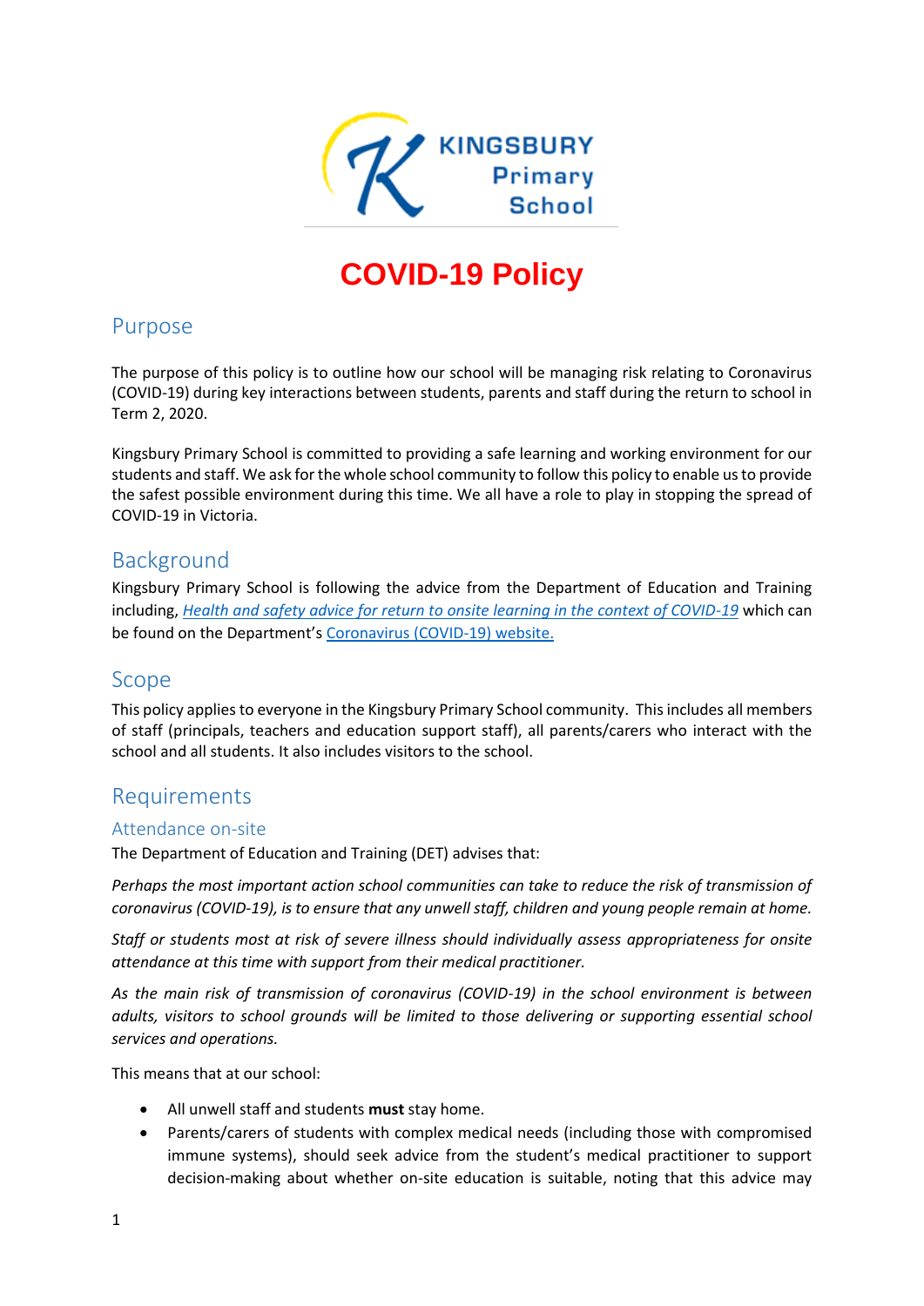# COVID-19 Policy

## Purpose

The purpose of this policy is to outline how our school will be managing risk relating to Coronavirus (COVID-19) during key interactions between students, parents and staff during the return to school in Term 2, 2020.

Kingsbury Primary School is committed to providing a safe learning and working environment for our students and staff. We ask for the whole school community to follow this policy to enable us to provide the safest possible environment during this time. We all have a role to play in stopping the spread of COVID-19 in Victoria.

## Background

Kingsbury Primary School is following the advice from the Department of Education and Training including, *Health and safety advice for return to onsite learning in the context of COVID-19* which can be found on the Department's Coronavirus (COVID-19) website.

## Scope

This policy applies to everyone in the Kingsbury Primary School community. This includes all members of staff (principals, teachers and education support staff), all parents/carers who interact with the school and all students. It also includes visitors to the school.

## Requirements

### Attendance on-site

The Department of Education and Training (DET) advises that:

*Perhaps the most important action school communities can take to reduce the risk of transmission of coronavirus (COVID-19), is to ensure that any unwell staff, children and young people remain at home.*

*Staff or students most at risk of severe illness should individually assess appropriateness for onsite attendance at this time with support from their medical practitioner.*

*As the main risk of transmission of coronavirus (COVID-19) in the school environment is between adults, visitors to school grounds will be limited to those delivering or supporting essential school services and operations.*

This means that at our school:

- All unwell staff and students **must** stay home.
- Parents/carers of students with complex medical needs (including those with compromised immune systems), should seek advice from the student's medical practitioner to support decision-making about whether on-site education is suitable, noting that this advice may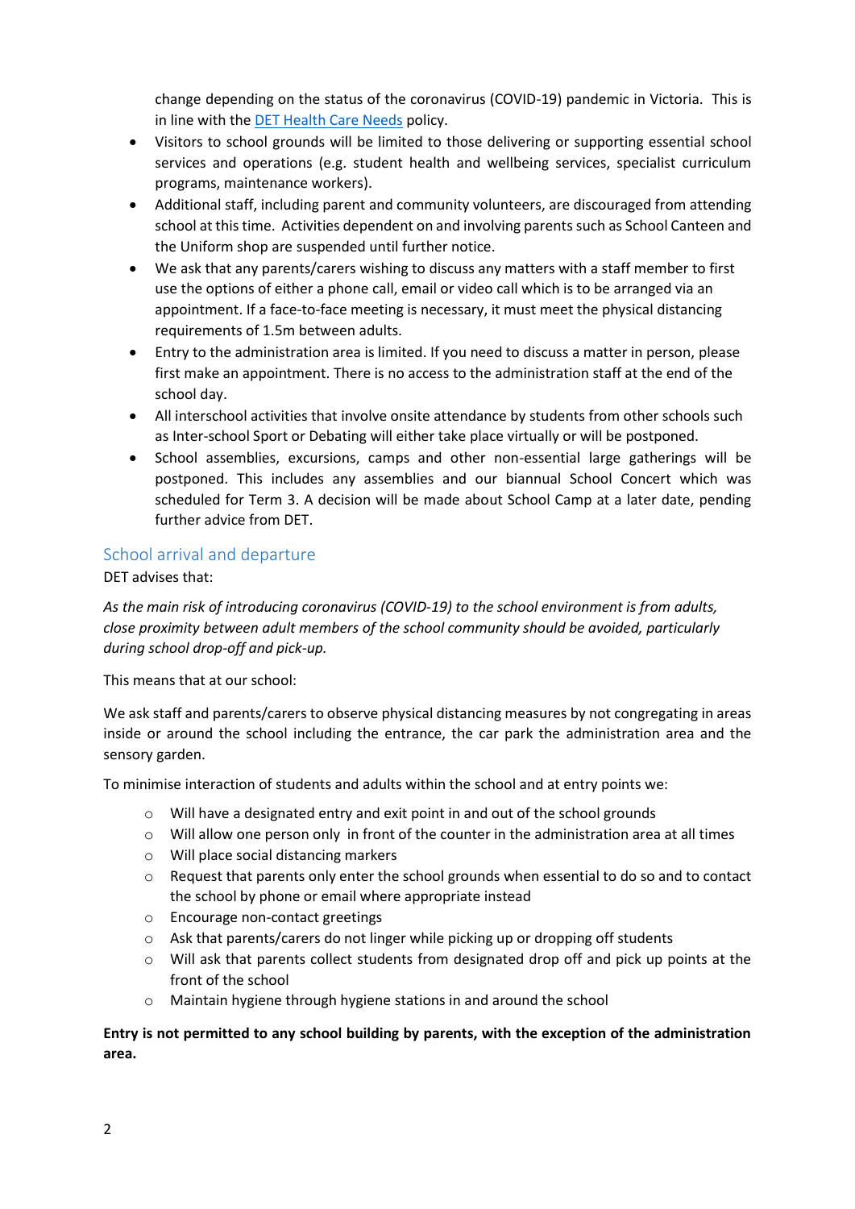change depending on the status of the coronavirus (COVID-19) pandemic in Victoria. This is in line with the [DET Health Care Needs](DET Health Care Needs) policy.

- Visitors to school grounds will be limited to those delivering or supporting essential school services and operations (e.g. student health and wellbeing services, specialist curriculum programs, maintenance workers).
- Additional staff, including parent and community volunteers, are discouraged from attending school at this time. Activities dependent on and involving parents such as School Canteen and the Uniform shop are suspended until further notice.
- We ask that any parents/carers wishing to discuss any matters with a staff member to first use the options of either a phone call, email or video call which is to be arranged via an appointment. If a face-to-face meeting is necessary, it must meet the physical distancing requirements of 1.5m between adults.
- Entry to the administration area is limited. If you need to discuss a matter in person, please first make an appointment. There is no access to the administration staff at the end of the school day.
- All interschool activities that involve onsite attendance by students from other schools such as Inter-school Sport or Debating will either take place virtually or will be postponed.
- School assemblies, excursions, camps and other non-essential large gatherings will be postponed. This includes any assemblies and our biannual School Concert which was scheduled for Term 3. A decision will be made about School Camp at a later date, pending further advice from DET.

## School arrival and departure

DET advises that:

*As the main risk of introducing coronavirus (COVID-19) to the school environment is from adults, close proximity between adult members of the school community should be avoided, particularly during school drop-off and pick-up.*

This means that at our school:

We ask staff and parents/carers to observe physical distancing measures by not congregating in areas inside or around the school including the entrance, the car park the administration area and the sensory garden.

To minimise interaction of students and adults within the school and at entry points we:

- Will have a designated entry and exit point in and out of the school grounds
- Will allow one person only in front of the counter in the administration area at all times
- Will place social distancing markers
- Request that parents only enter the school grounds when essential to do so and to contact the school by phone or email where appropriate instead
- Encourage non-contact greetings
- Ask that parents/carers do not linger while picking up or dropping off students
- Will ask that parents collect students from designated drop off and pick up points at the front of the school
- Maintain hygiene through hygiene stations in and around the school

**Entry is not permitted to any school building by parents, with the exception of the administration area.**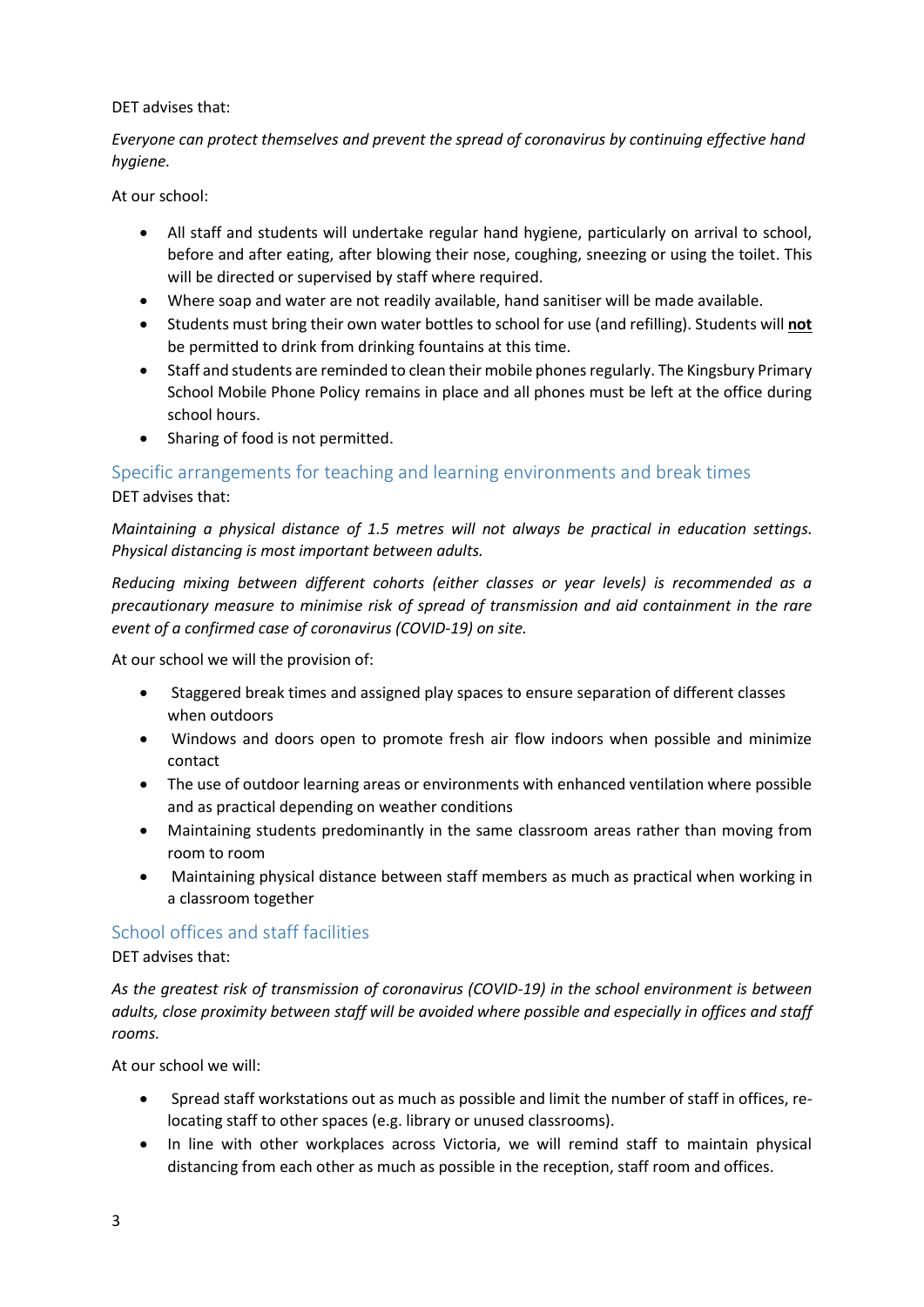DET advises that:

*Everyone can protect themselves and prevent the spread of coronavirus by continuing effective hand hygiene.*

At our school:

- All staff and students will undertake regular hand hygiene, particularly on arrival to school, before and after eating, after blowing their nose, coughing, sneezing or using the toilet. This will be directed or supervised by staff where required.
- Where soap and water are not readily available, hand sanitiser will be made available.
- Students must bring their own water bottles to school for use (and refilling). Students will **not** be permitted to drink from drinking fountains at this time.
- Staff and students are reminded to clean their mobile phones regularly. The Kingsbury Primary School Mobile Phone Policy remains in place and all phones must be left at the office during school hours.
- Sharing of food is not permitted.

## Specific arrangements for teaching and learning environments and break times

DET advises that:

*Maintaining a physical distance of 1.5 metres will not always be practical in education settings. Physical distancing is most important between adults.*

*Reducing mixing between different cohorts (either classes or year levels) is recommended as a precautionary measure to minimise risk of spread of transmission and aid containment in the rare event of a confirmed case of coronavirus (COVID-19) on site.*

At our school we will the provision of:

- Staggered break times and assigned play spaces to ensure separation of different classes when outdoors
- Windows and doors open to promote fresh air flow indoors when possible and minimize contact
- The use of outdoor learning areas or environments with enhanced ventilation where possible and as practical depending on weather conditions
- Maintaining students predominantly in the same classroom areas rather than moving from room to room
- Maintaining physical distance between staff members as much as practical when working in a classroom together

## School offices and staff facilities

DET advises that:

*As the greatest risk of transmission of coronavirus (COVID-19) in the school environment is between adults, close proximity between staff will be avoided where possible and especially in offices and staff rooms.*

At our school we will:

- Spread staff workstations out as much as possible and limit the number of staff in offices, re-locating staff to other spaces (e.g. library or unused classrooms).
- In line with other workplaces across Victoria, we will remind staff to maintain physical distancing from each other as much as possible in the reception, staff room and offices.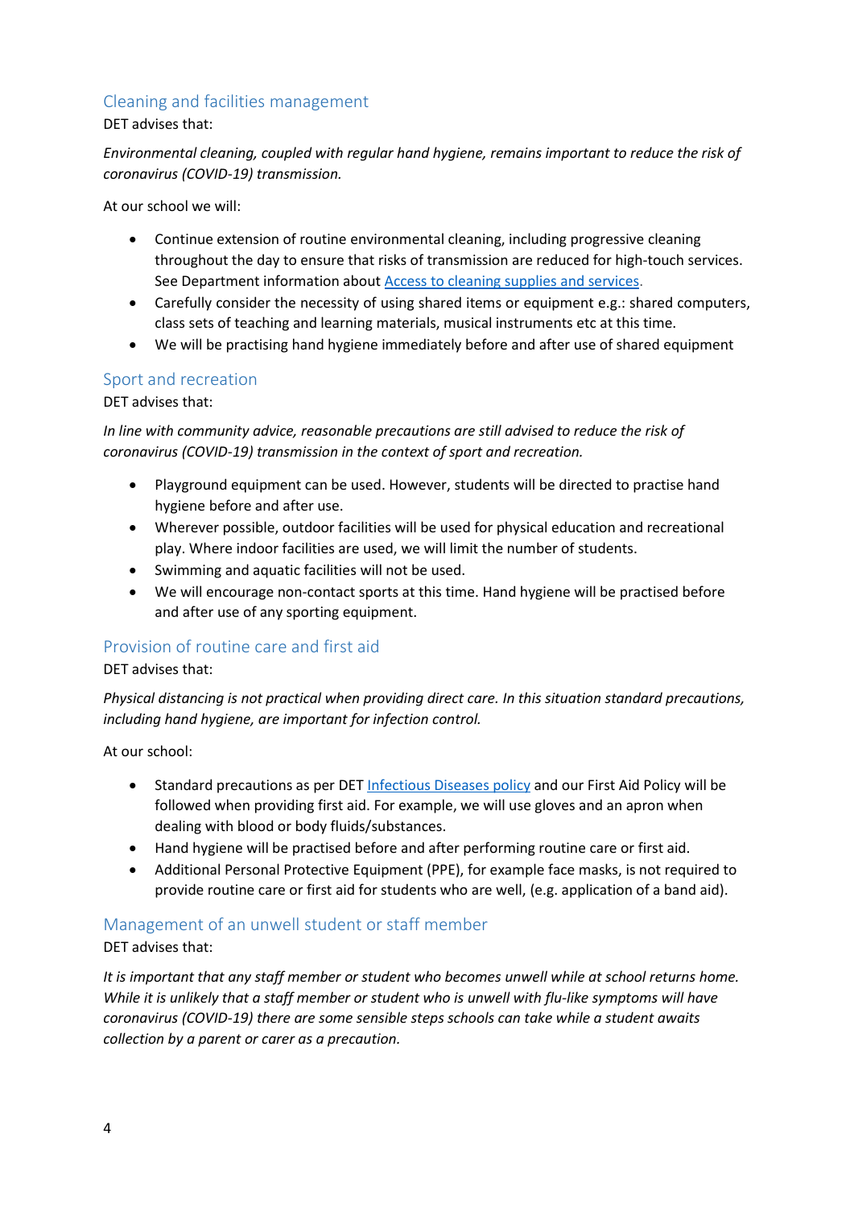## Cleaning and facilities management

DET advises that:

*Environmental cleaning, coupled with regular hand hygiene, remains important to reduce the risk of coronavirus (COVID-19) transmission.*

At our school we will:

- Continue extension of routine environmental cleaning, including progressive cleaning throughout the day to ensure that risks of transmission are reduced for high-touch services. See Department information about [Access to cleaning supplies and services](#).
- Carefully consider the necessity of using shared items or equipment e.g.: shared computers, class sets of teaching and learning materials, musical instruments etc at this time.
- We will be practising hand hygiene immediately before and after use of shared equipment

## Sport and recreation

DET advises that:

*In line with community advice, reasonable precautions are still advised to reduce the risk of coronavirus (COVID-19) transmission in the context of sport and recreation.*

- Playground equipment can be used. However, students will be directed to practise hand hygiene before and after use.
- Wherever possible, outdoor facilities will be used for physical education and recreational play. Where indoor facilities are used, we will limit the number of students.
- Swimming and aquatic facilities will not be used.
- We will encourage non-contact sports at this time. Hand hygiene will be practised before and after use of any sporting equipment.

## Provision of routine care and first aid

DET advises that:

*Physical distancing is not practical when providing direct care. In this situation standard precautions, including hand hygiene, are important for infection control.*

At our school:

- Standard precautions as per DET [Infectious Diseases policy](#) and our First Aid Policy will be followed when providing first aid. For example, we will use gloves and an apron when dealing with blood or body fluids/substances.
- Hand hygiene will be practised before and after performing routine care or first aid.
- Additional Personal Protective Equipment (PPE), for example face masks, is not required to provide routine care or first aid for students who are well, (e.g. application of a band aid).

## Management of an unwell student or staff member

DET advises that:

*It is important that any staff member or student who becomes unwell while at school returns home. While it is unlikely that a staff member or student who is unwell with flu-like symptoms will have coronavirus (COVID-19) there are some sensible steps schools can take while a student awaits collection by a parent or carer as a precaution.*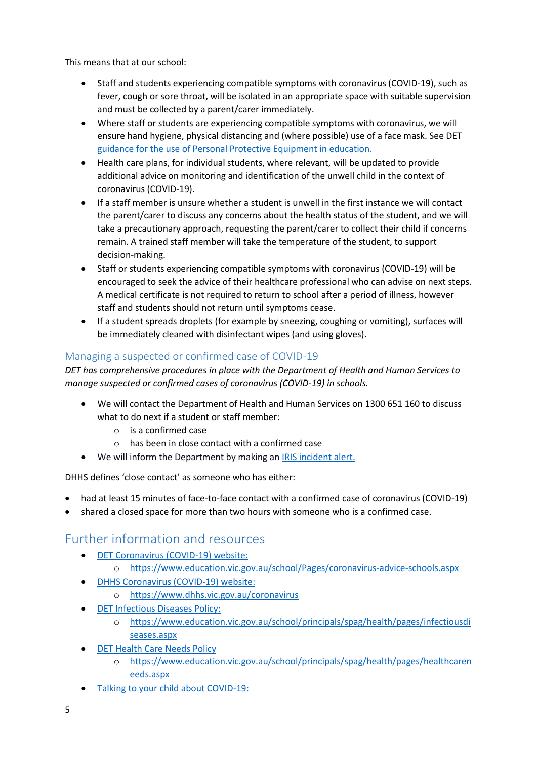This means that at our school:

- Staff and students experiencing compatible symptoms with coronavirus (COVID-19), such as fever, cough or sore throat, will be isolated in an appropriate space with suitable supervision and must be collected by a parent/carer immediately.
- Where staff or students are experiencing compatible symptoms with coronavirus, we will ensure hand hygiene, physical distancing and (where possible) use of a face mask. See DET guidance for the use of Personal Protective Equipment in education.
- Health care plans, for individual students, where relevant, will be updated to provide additional advice on monitoring and identification of the unwell child in the context of coronavirus (COVID-19).
- If a staff member is unsure whether a student is unwell in the first instance we will contact the parent/carer to discuss any concerns about the health status of the student, and we will take a precautionary approach, requesting the parent/carer to collect their child if concerns remain. A trained staff member will take the temperature of the student, to support decision-making.
- Staff or students experiencing compatible symptoms with coronavirus (COVID-19) will be encouraged to seek the advice of their healthcare professional who can advise on next steps. A medical certificate is not required to return to school after a period of illness, however staff and students should not return until symptoms cease.
- If a student spreads droplets (for example by sneezing, coughing or vomiting), surfaces will be immediately cleaned with disinfectant wipes (and using gloves).

### Managing a suspected or confirmed case of COVID-19

*DET has comprehensive procedures in place with the Department of Health and Human Services to manage suspected or confirmed cases of coronavirus (COVID-19) in schools.*

- We will contact the Department of Health and Human Services on 1300 651 160 to discuss what to do next if a student or staff member:
  - is a confirmed case
  - has been in close contact with a confirmed case
- We will inform the Department by making an IRIS incident alert.

DHHS defines 'close contact' as someone who has either:

- had at least 15 minutes of face-to-face contact with a confirmed case of coronavirus (COVID-19)
- shared a closed space for more than two hours with someone who is a confirmed case.

## Further information and resources

- DET Coronavirus (COVID-19) website:
  - https://www.education.vic.gov.au/school/Pages/coronavirus-advice-schools.aspx
- DHHS Coronavirus (COVID-19) website:
  - https://www.dhhs.vic.gov.au/coronavirus
- DET Infectious Diseases Policy:
  - https://www.education.vic.gov.au/school/principals/spag/health/pages/infectiousdiseases.aspx
- DET Health Care Needs Policy
  - https://www.education.vic.gov.au/school/principals/spag/health/pages/healthcareneeds.aspx
- Talking to your child about COVID-19: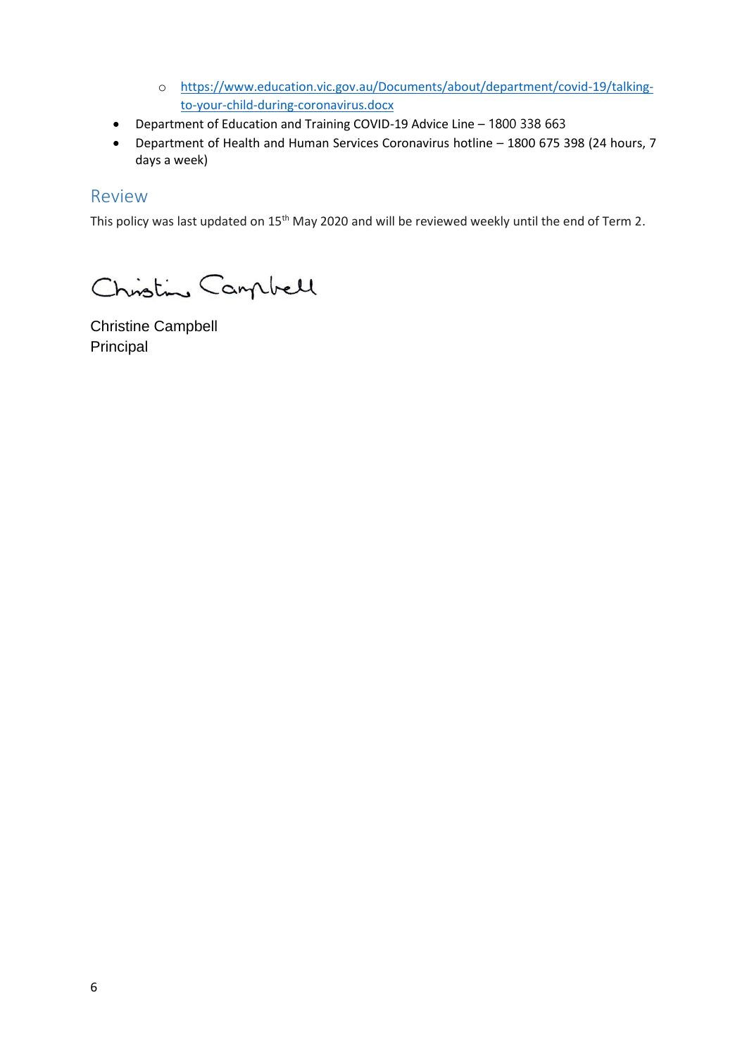- https://www.education.vic.gov.au/Documents/about/department/covid-19/talking-to-your-child-during-coronavirus.docx
- Department of Education and Training COVID-19 Advice Line – 1800 338 663
- Department of Health and Human Services Coronavirus hotline – 1800 675 398 (24 hours, 7 days a week)

## Review

This policy was last updated on 15th May 2020 and will be reviewed weekly until the end of Term 2.

Christine Campbell
Principal